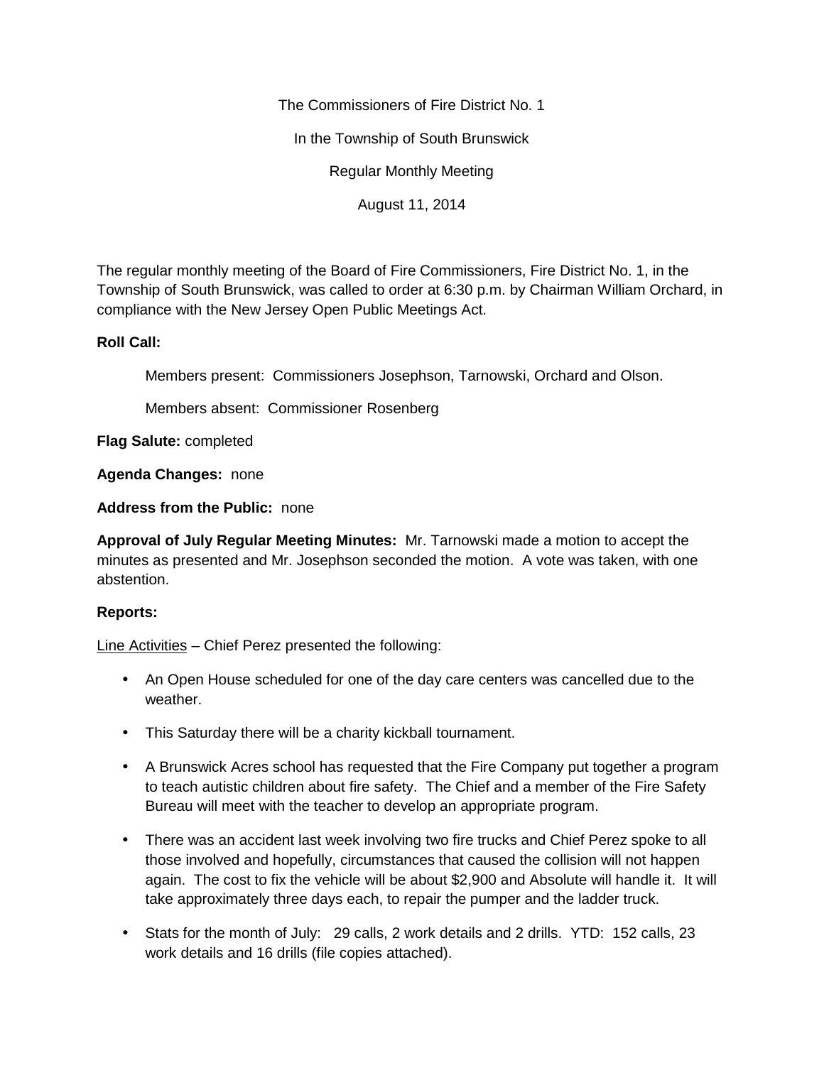The Commissioners of Fire District No. 1

In the Township of South Brunswick

Regular Monthly Meeting

August 11, 2014

The regular monthly meeting of the Board of Fire Commissioners, Fire District No. 1, in the Township of South Brunswick, was called to order at 6:30 p.m. by Chairman William Orchard, in compliance with the New Jersey Open Public Meetings Act.

**Roll Call:**

Members present: Commissioners Josephson, Tarnowski, Orchard and Olson.

Members absent: Commissioner Rosenberg

**Flag Salute:** completed

**Agenda Changes:** none

**Address from the Public:** none

**Approval of July Regular Meeting Minutes:** Mr. Tarnowski made a motion to accept the minutes as presented and Mr. Josephson seconded the motion. A vote was taken, with one abstention.

**Reports:**

<u>Line Activities</u> – Chief Perez presented the following:

- An Open House scheduled for one of the day care centers was cancelled due to the weather.
- This Saturday there will be a charity kickball tournament.
- A Brunswick Acres school has requested that the Fire Company put together a program to teach autistic children about fire safety. The Chief and a member of the Fire Safety Bureau will meet with the teacher to develop an appropriate program.
- There was an accident last week involving two fire trucks and Chief Perez spoke to all those involved and hopefully, circumstances that caused the collision will not happen again. The cost to fix the vehicle will be about $2,900 and Absolute will handle it. It will take approximately three days each, to repair the pumper and the ladder truck.
- Stats for the month of July: 29 calls, 2 work details and 2 drills. YTD: 152 calls, 23 work details and 16 drills (file copies attached).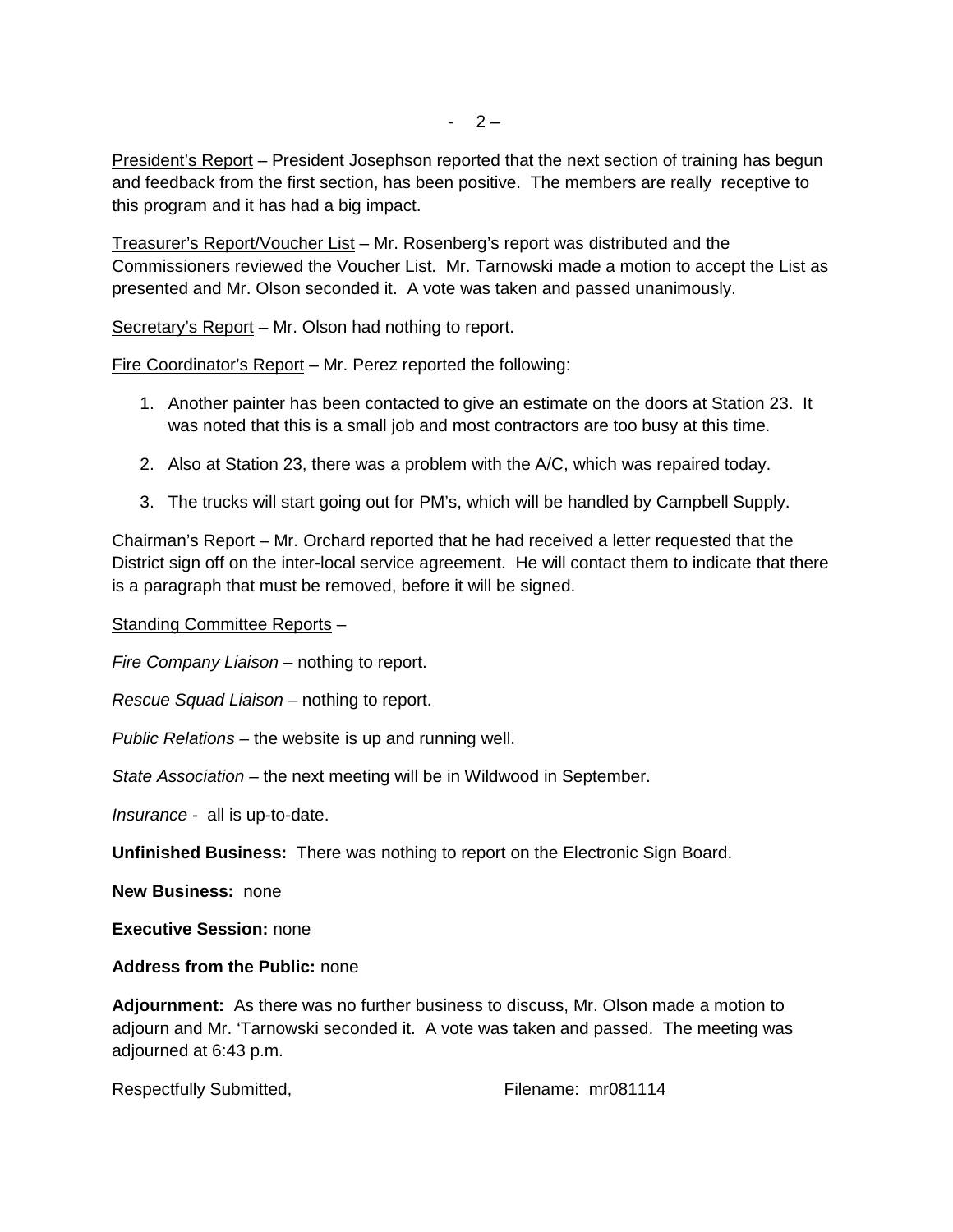<u>President's Report</u> – President Josephson reported that the next section of training has begun and feedback from the first section, has been positive. The members are really receptive to this program and it has had a big impact.

<u>Treasurer's Report/Voucher List</u> – Mr. Rosenberg's report was distributed and the Commissioners reviewed the Voucher List. Mr. Tarnowski made a motion to accept the List as presented and Mr. Olson seconded it. A vote was taken and passed unanimously.

<u>Secretary's Report</u> – Mr. Olson had nothing to report.

<u>Fire Coordinator's Report</u> – Mr. Perez reported the following:

1. Another painter has been contacted to give an estimate on the doors at Station 23. It was noted that this is a small job and most contractors are too busy at this time.

2. Also at Station 23, there was a problem with the A/C, which was repaired today.

3. The trucks will start going out for PM's, which will be handled by Campbell Supply.

<u>Chairman's Report</u> – Mr. Orchard reported that he had received a letter requested that the District sign off on the inter-local service agreement. He will contact them to indicate that there is a paragraph that must be removed, before it will be signed.

<u>Standing Committee Reports</u> –

*Fire Company Liaison* – nothing to report.

*Rescue Squad Liaison* – nothing to report.

*Public Relations* – the website is up and running well.

*State Association* – the next meeting will be in Wildwood in September.

*Insurance* - all is up-to-date.

**Unfinished Business:** There was nothing to report on the Electronic Sign Board.

**New Business:** none

**Executive Session:** none

**Address from the Public:** none

**Adjournment:** As there was no further business to discuss, Mr. Olson made a motion to adjourn and Mr. 'Tarnowski seconded it. A vote was taken and passed. The meeting was adjourned at 6:43 p.m.

Respectfully Submitted, Filename: mr081114